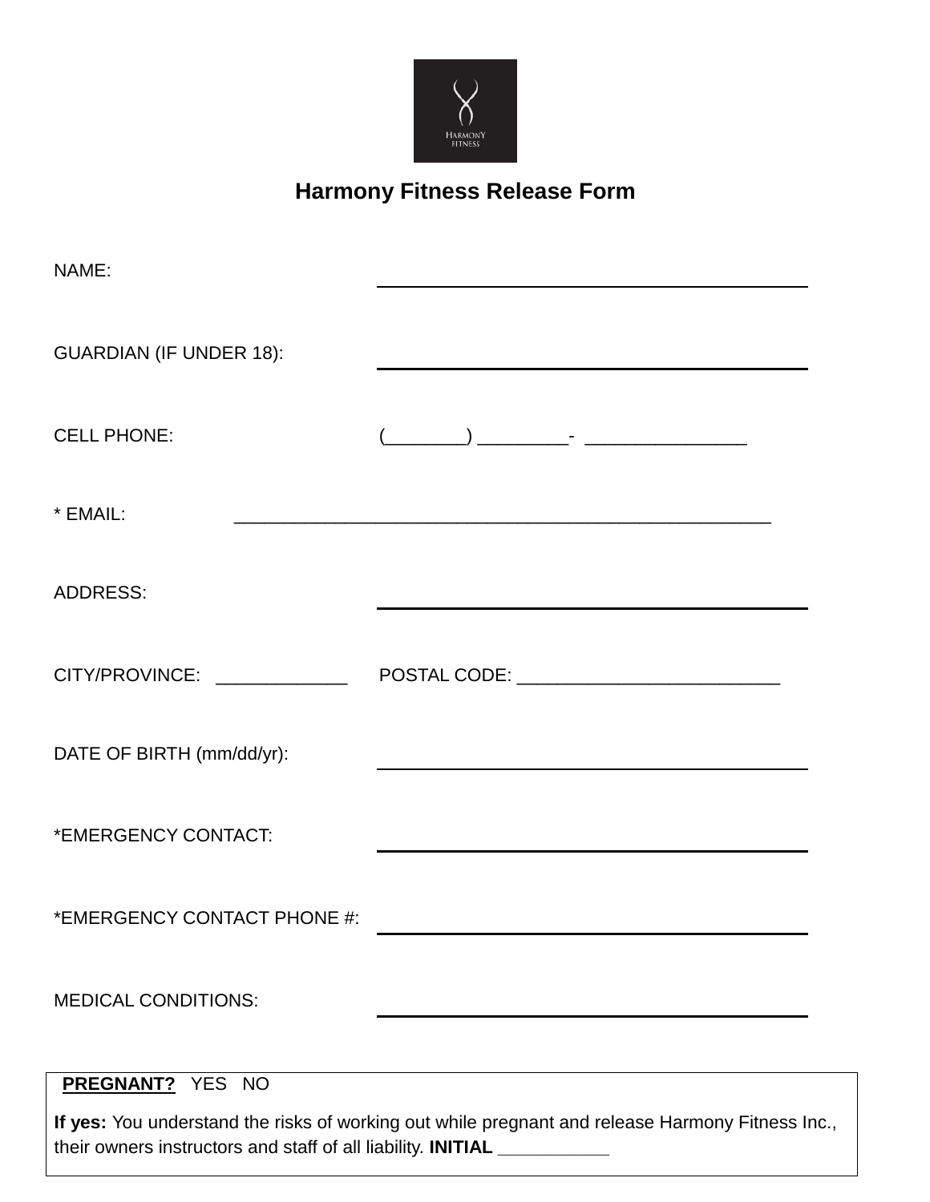HARMONY FITNESS

# Harmony Fitness Release Form

NAME: ______________________________

GUARDIAN (IF UNDER 18): ______________________________

CELL PHONE: (________) _________- ________________

* EMAIL: ____________________________________________________

ADDRESS: ______________________________

CITY/PROVINCE: _____________ POSTAL CODE: __________________________

DATE OF BIRTH (mm/dd/yr): ______________________________

*EMERGENCY CONTACT: ______________________________

*EMERGENCY CONTACT PHONE #: ______________________________

MEDICAL CONDITIONS: ______________________________

**PREGNANT?** YES NO

**If yes:** You understand the risks of working out while pregnant and release Harmony Fitness Inc., their owners instructors and staff of all liability. **INITIAL ___________**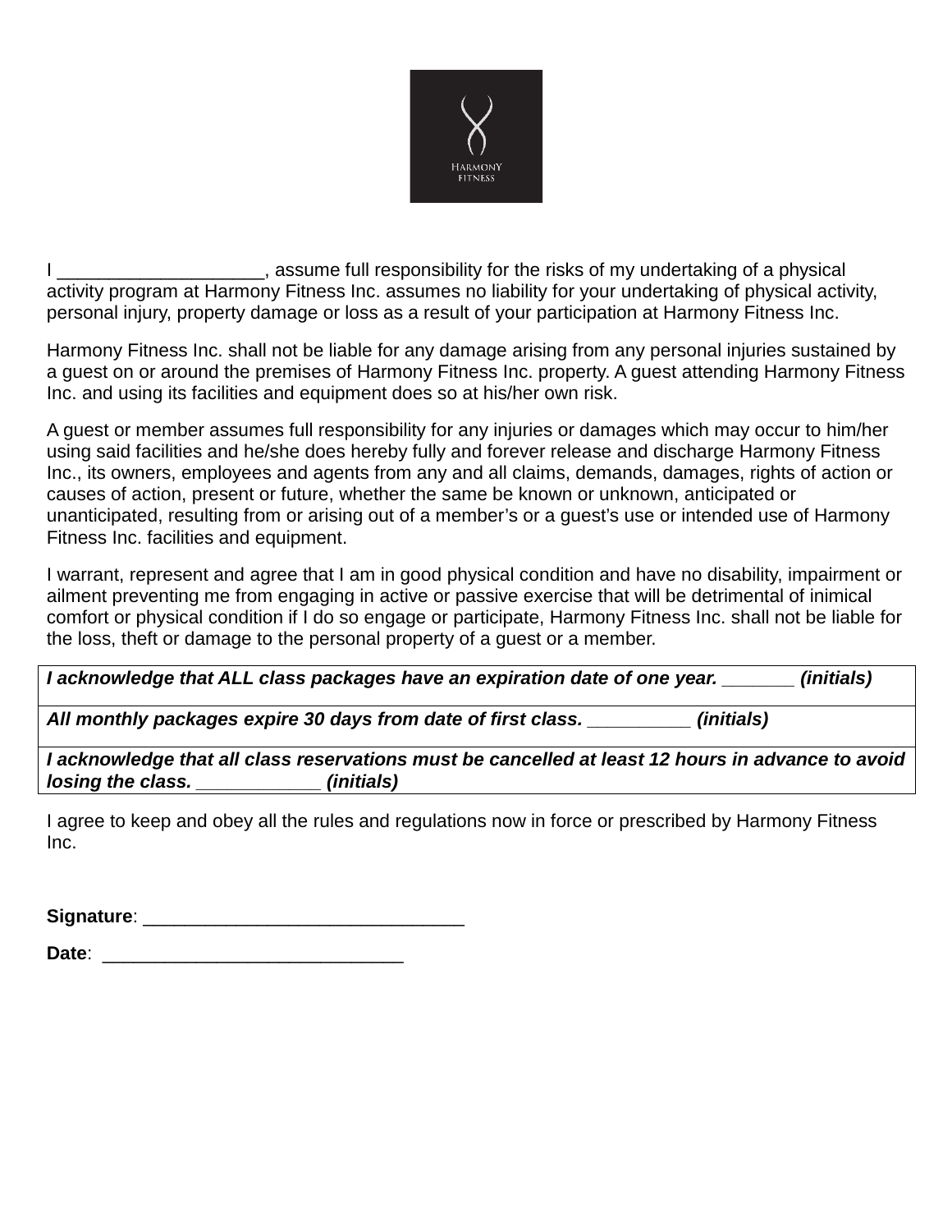I ____________________, assume full responsibility for the risks of my undertaking of a physical activity program at Harmony Fitness Inc. assumes no liability for your undertaking of physical activity, personal injury, property damage or loss as a result of your participation at Harmony Fitness Inc.

Harmony Fitness Inc. shall not be liable for any damage arising from any personal injuries sustained by a guest on or around the premises of Harmony Fitness Inc. property. A guest attending Harmony Fitness Inc. and using its facilities and equipment does so at his/her own risk.

A guest or member assumes full responsibility for any injuries or damages which may occur to him/her using said facilities and he/she does hereby fully and forever release and discharge Harmony Fitness Inc., its owners, employees and agents from any and all claims, demands, damages, rights of action or causes of action, present or future, whether the same be known or unknown, anticipated or unanticipated, resulting from or arising out of a member's or a guest's use or intended use of Harmony Fitness Inc. facilities and equipment.

I warrant, represent and agree that I am in good physical condition and have no disability, impairment or ailment preventing me from engaging in active or passive exercise that will be detrimental of inimical comfort or physical condition if I do so engage or participate, Harmony Fitness Inc. shall not be liable for the loss, theft or damage to the personal property of a guest or a member.

| |
|---|
| ***I acknowledge that ALL class packages have an expiration date of one year. _______ (initials)*** |
| ***All monthly packages expire 30 days from date of first class. __________ (initials)*** |
| ***I acknowledge that all class reservations must be cancelled at least 12 hours in advance to avoid losing the class. ___________ (initials)*** |

I agree to keep and obey all the rules and regulations now in force or prescribed by Harmony Fitness Inc.

**Signature**: _______________________________

**Date**: _____________________________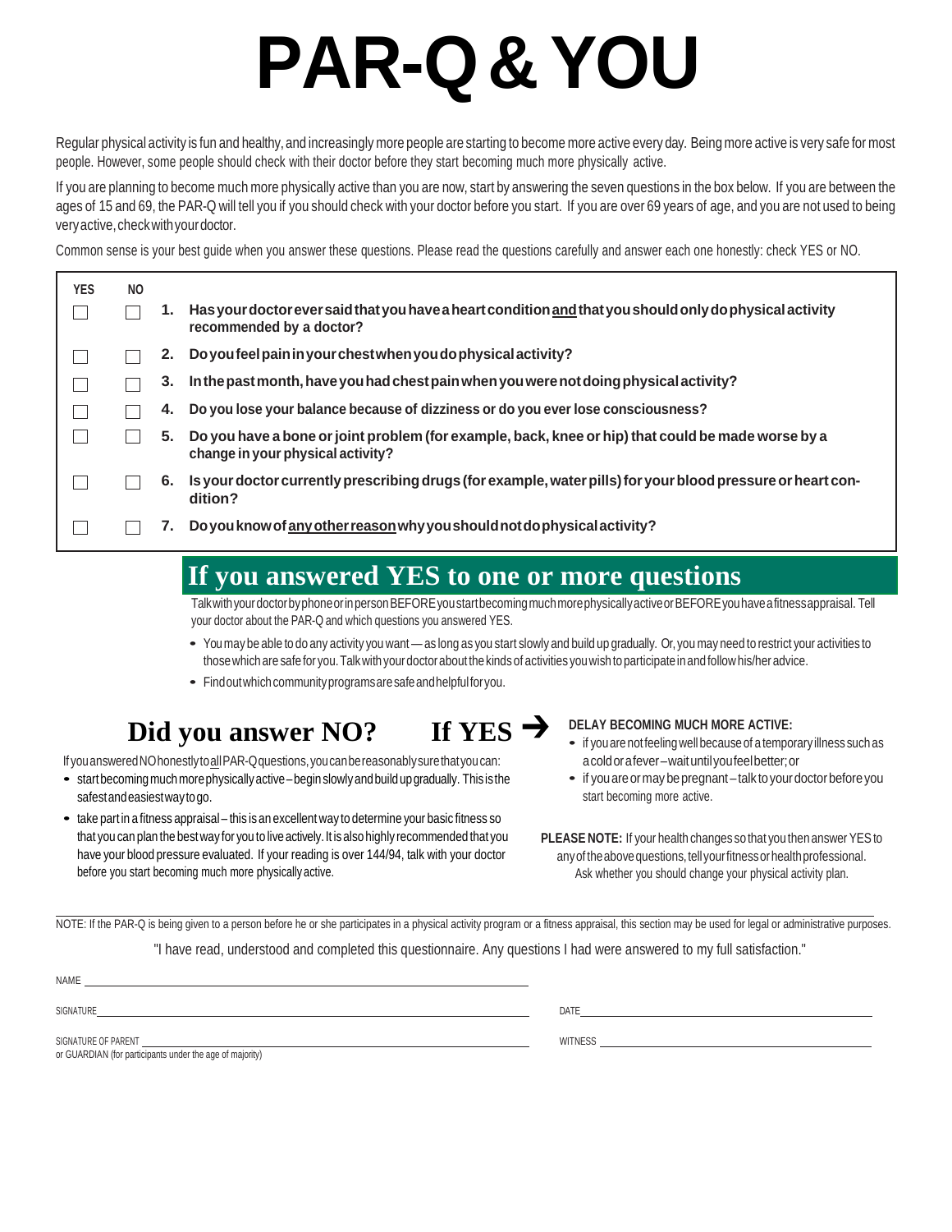# PAR-Q & YOU

Regular physical activity is fun and healthy, and increasingly more people are starting to become more active every day. Being more active is very safe for most people. However, some people should check with their doctor before they start becoming much more physically active.

If you are planning to become much more physically active than you are now, start by answering the seven questions in the box below. If you are between the ages of 15 and 69, the PAR-Q will tell you if you should check with your doctor before you start. If you are over 69 years of age, and you are not used to being very active, check with your doctor.

Common sense is your best guide when you answer these questions. Please read the questions carefully and answer each one honestly: check YES or NO.

| YES | NO | | |
|---|---|---|---|
| ☐ | ☐ | 1. | **Has your doctor ever said that you have a heart condition and that you should only do physical activity recommended by a doctor?** |
| ☐ | ☐ | 2. | **Do you feel pain in your chest when you do physical activity?** |
| ☐ | ☐ | 3. | **In the past month, have you had chest pain when you were not doing physical activity?** |
| ☐ | ☐ | 4. | **Do you lose your balance because of dizziness or do you ever lose consciousness?** |
| ☐ | ☐ | 5. | **Do you have a bone or joint problem (for example, back, knee or hip) that could be made worse by a change in your physical activity?** |
| ☐ | ☐ | 6. | **Is your doctor currently prescribing drugs (for example, water pills) for your blood pressure or heart condition?** |
| ☐ | ☐ | 7. | **Do you know of any other reason why you should not do physical activity?** |

## If you answered YES to one or more questions

Talk with your doctor by phone or in person BEFORE you start becoming much more physically active or BEFORE you have a fitness appraisal. Tell your doctor about the PAR-Q and which questions you answered YES.

- You may be able to do any activity you want — as long as you start slowly and build up gradually. Or, you may need to restrict your activities to those which are safe for you. Talk with your doctor about the kinds of activities you wish to participate in and follow his/her advice.
- Find out which community programs are safe and helpful for you.

## Did you answer NO?

If you answered NO honestly to all PAR-Q questions, you can be reasonably sure that you can:

- start becoming much more physically active – begin slowly and build up gradually. This is the safest and easiest way to go.
- take part in a fitness appraisal – this is an excellent way to determine your basic fitness so that you can plan the best way for you to live actively. It is also highly recommended that you have your blood pressure evaluated. If your reading is over 144/94, talk with your doctor before you start becoming much more physically active.

## If YES →

**DELAY BECOMING MUCH MORE ACTIVE:**

- if you are not feeling well because of a temporary illness such as a cold or a fever – wait until you feel better; or
- if you are or may be pregnant – talk to your doctor before you start becoming more active.

**PLEASE NOTE:** If your health changes so that you then answer YES to any of the above questions, tell your fitness or health professional. Ask whether you should change your physical activity plan.

NOTE: If the PAR-Q is being given to a person before he or she participates in a physical activity program or a fitness appraisal, this section may be used for legal or administrative purposes.

"I have read, understood and completed this questionnaire. Any questions I had were answered to my full satisfaction."

NAME ______________________________

SIGNATURE ______________________________ DATE ______________________________

SIGNATURE OF PARENT ______________________________ WITNESS ______________________________
or GUARDIAN (for participants under the age of majority)